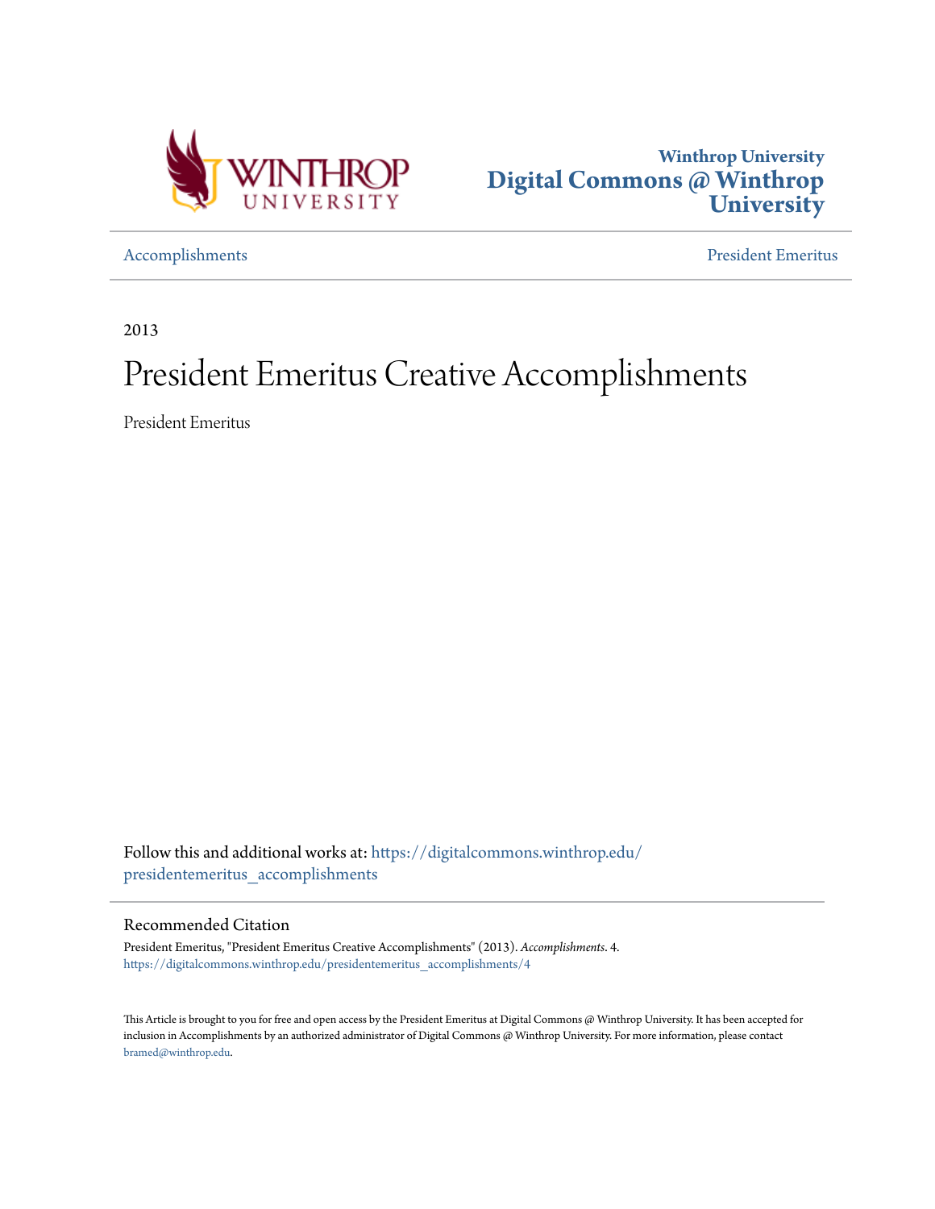Winthrop University
**Digital Commons @ Winthrop University**

Accomplishments | President Emeritus

2013

# President Emeritus Creative Accomplishments

President Emeritus

Follow this and additional works at: https://digitalcommons.winthrop.edu/presidentemeritus_accomplishments

## Recommended Citation

President Emeritus, "President Emeritus Creative Accomplishments" (2013). *Accomplishments*. 4.
https://digitalcommons.winthrop.edu/presidentemeritus_accomplishments/4

This Article is brought to you for free and open access by the President Emeritus at Digital Commons @ Winthrop University. It has been accepted for inclusion in Accomplishments by an authorized administrator of Digital Commons @ Winthrop University. For more information, please contact bramed@winthrop.edu.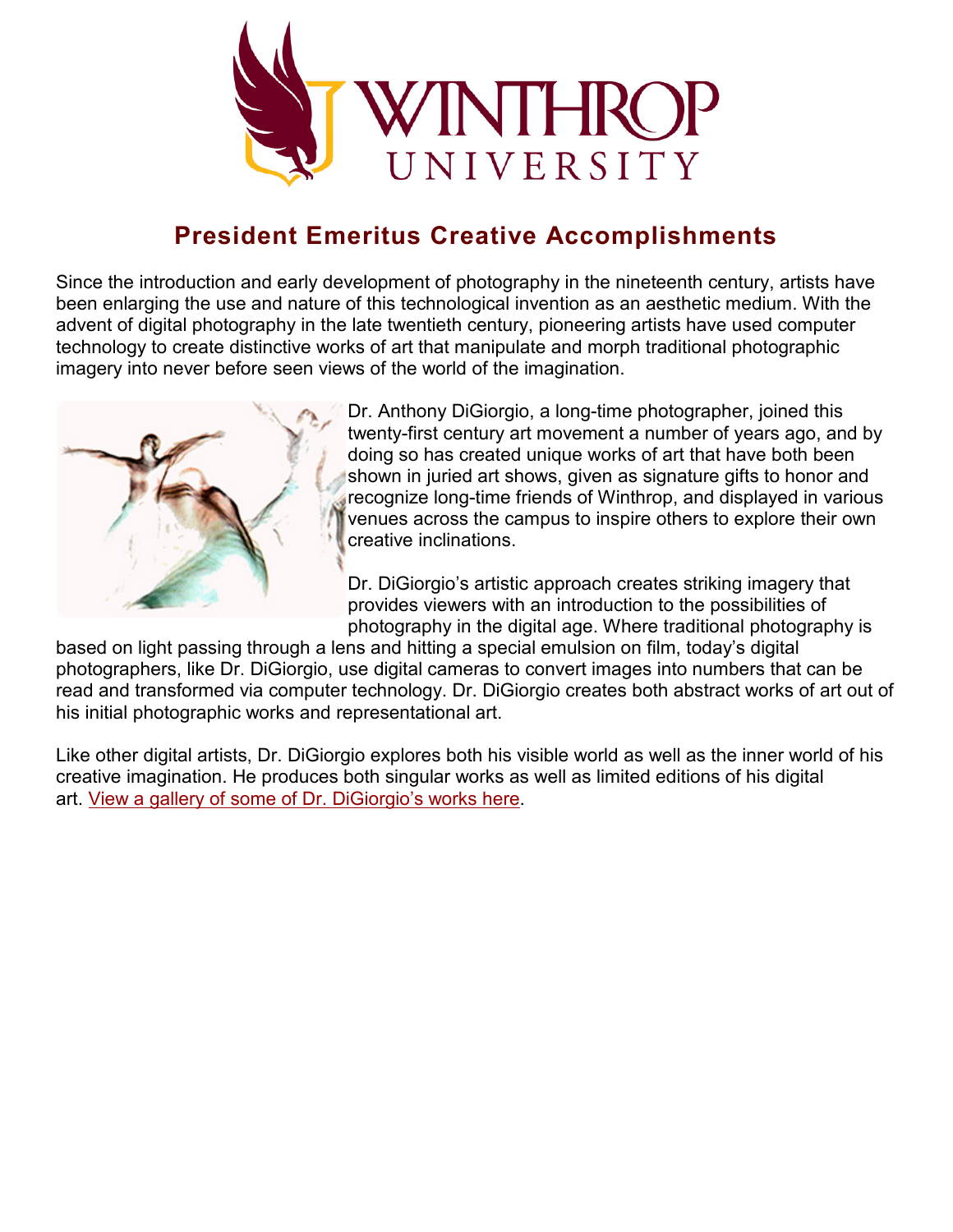# President Emeritus Creative Accomplishments

Since the introduction and early development of photography in the nineteenth century, artists have been enlarging the use and nature of this technological invention as an aesthetic medium. With the advent of digital photography in the late twentieth century, pioneering artists have used computer technology to create distinctive works of art that manipulate and morph traditional photographic imagery into never before seen views of the world of the imagination.

Dr. Anthony DiGiorgio, a long-time photographer, joined this twenty-first century art movement a number of years ago, and by doing so has created unique works of art that have both been shown in juried art shows, given as signature gifts to honor and recognize long-time friends of Winthrop, and displayed in various venues across the campus to inspire others to explore their own creative inclinations.

Dr. DiGiorgio's artistic approach creates striking imagery that provides viewers with an introduction to the possibilities of photography in the digital age. Where traditional photography is based on light passing through a lens and hitting a special emulsion on film, today's digital photographers, like Dr. DiGiorgio, use digital cameras to convert images into numbers that can be read and transformed via computer technology. Dr. DiGiorgio creates both abstract works of art out of his initial photographic works and representational art.

Like other digital artists, Dr. DiGiorgio explores both his visible world as well as the inner world of his creative imagination. He produces both singular works as well as limited editions of his digital art. View a gallery of some of Dr. DiGiorgio's works here.